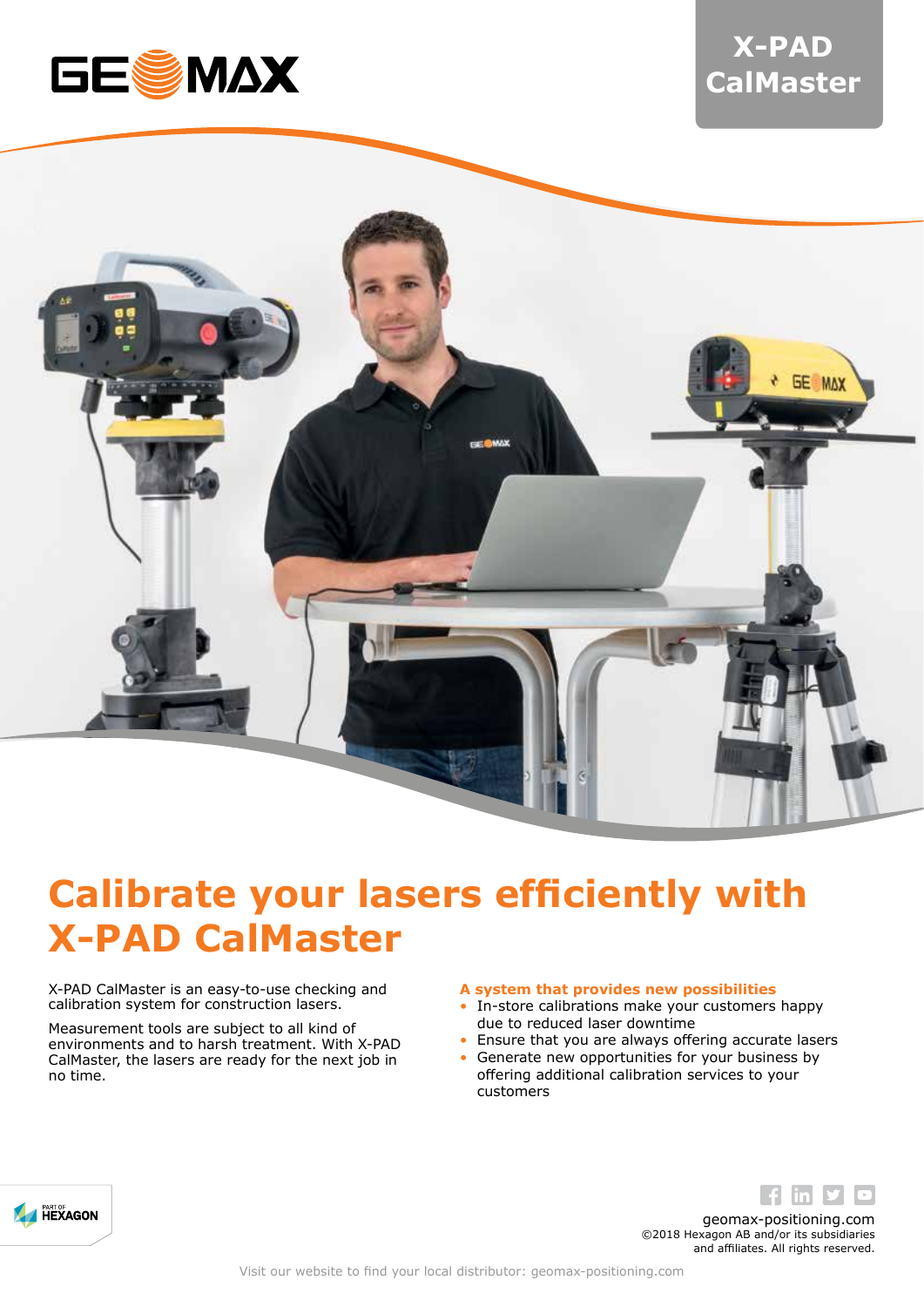# X-PAD CalMaster

## Calibrate your lasers efficiently with X-PAD CalMaster

X-PAD CalMaster is an easy-to-use checking and calibration system for construction lasers.

Measurement tools are subject to all kind of environments and to harsh treatment. With X-PAD CalMaster, the lasers are ready for the next job in no time.

### A system that provides new possibilities

- In-store calibrations make your customers happy due to reduced laser downtime
- Ensure that you are always offering accurate lasers
- Generate new opportunities for your business by offering additional calibration services to your customers

geomax-positioning.com
©2018 Hexagon AB and/or its subsidiaries and affiliates. All rights reserved.

Visit our website to find your local distributor: geomax-positioning.com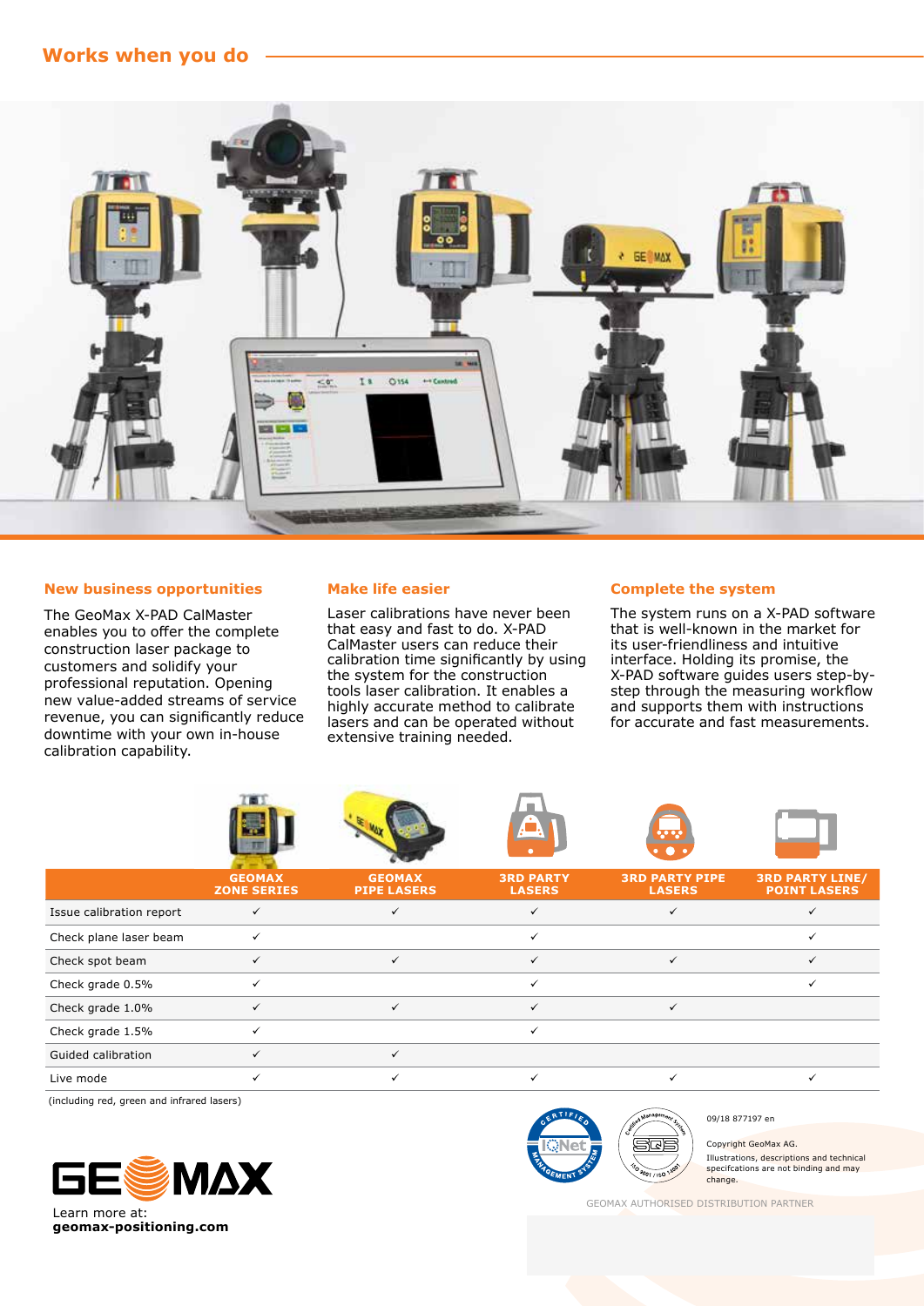## Works when you do

### New business opportunities

The GeoMax X-PAD CalMaster enables you to offer the complete construction laser package to customers and solidify your professional reputation. Opening new value-added streams of service revenue, you can significantly reduce downtime with your own in-house calibration capability.

### Make life easier

Laser calibrations have never been that easy and fast to do. X-PAD CalMaster users can reduce their calibration time significantly by using the system for the construction tools laser calibration. It enables a highly accurate method to calibrate lasers and can be operated without extensive training needed.

### Complete the system

The system runs on a X-PAD software that is well-known in the market for its user-friendliness and intuitive interface. Holding its promise, the X-PAD software guides users step-by-step through the measuring workflow and supports them with instructions for accurate and fast measurements.

| | GEOMAX ZONE SERIES | GEOMAX PIPE LASERS | 3RD PARTY LASERS | 3RD PARTY PIPE LASERS | 3RD PARTY LINE/ POINT LASERS |
|---|---|---|---|---|---|
| Issue calibration report | ✓ | ✓ | ✓ | ✓ | ✓ |
| Check plane laser beam | ✓ | | ✓ | | ✓ |
| Check spot beam | ✓ | ✓ | ✓ | ✓ | ✓ |
| Check grade 0.5% | ✓ | | ✓ | | ✓ |
| Check grade 1.0% | ✓ | ✓ | ✓ | ✓ | |
| Check grade 1.5% | ✓ | | ✓ | | |
| Guided calibration | ✓ | ✓ | | | |
| Live mode | ✓ | ✓ | ✓ | ✓ | ✓ |

(including red, green and infrared lasers)

Learn more at:
**geomax-positioning.com**

09/18 877197 en

Copyright GeoMax AG.
Illustrations, descriptions and technical specifications are not binding and may change.

GEOMAX AUTHORISED DISTRIBUTION PARTNER